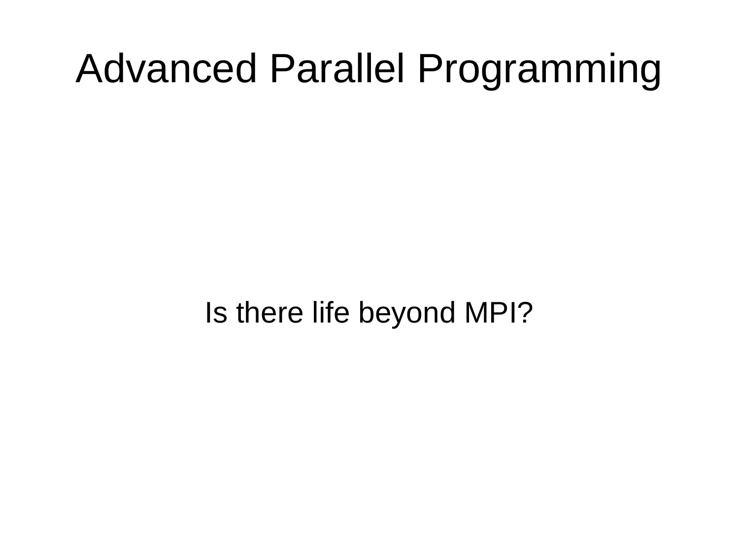# Advanced Parallel Programming

Is there life beyond MPI?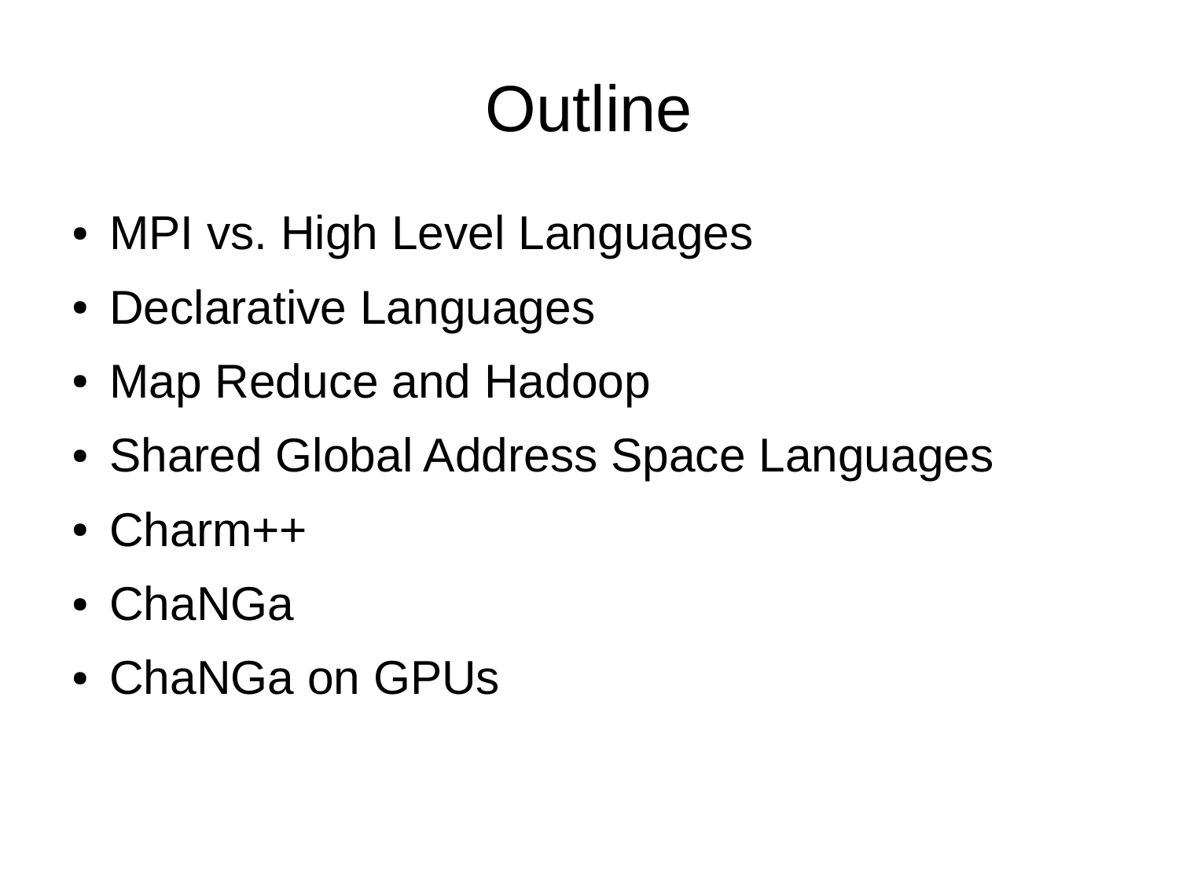# Outline

- MPI vs. High Level Languages
- Declarative Languages
- Map Reduce and Hadoop
- Shared Global Address Space Languages
- Charm++
- ChaNGa
- ChaNGa on GPUs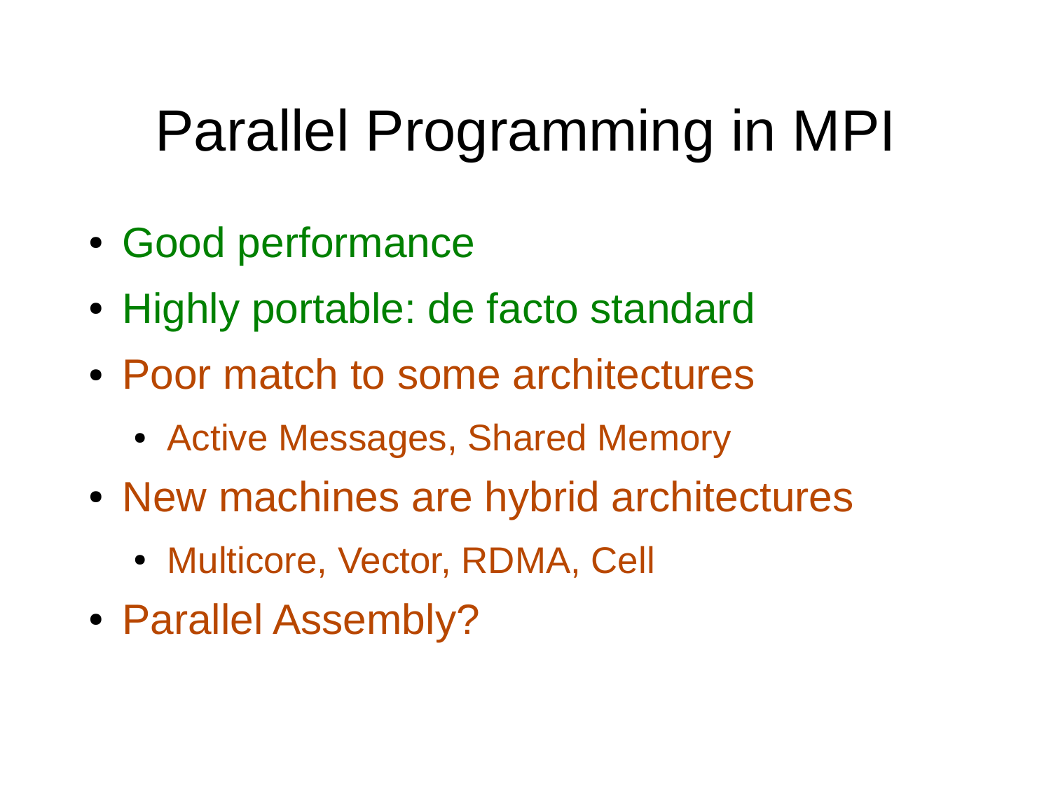# Parallel Programming in MPI

- Good performance
- Highly portable: de facto standard
- Poor match to some architectures
  - Active Messages, Shared Memory
- New machines are hybrid architectures
  - Multicore, Vector, RDMA, Cell
- Parallel Assembly?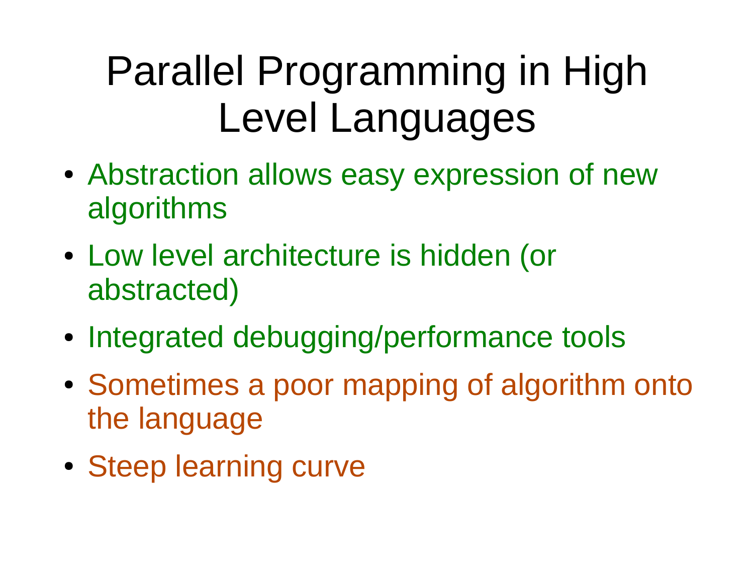# Parallel Programming in High Level Languages

- Abstraction allows easy expression of new algorithms
- Low level architecture is hidden (or abstracted)
- Integrated debugging/performance tools
- Sometimes a poor mapping of algorithm onto the language
- Steep learning curve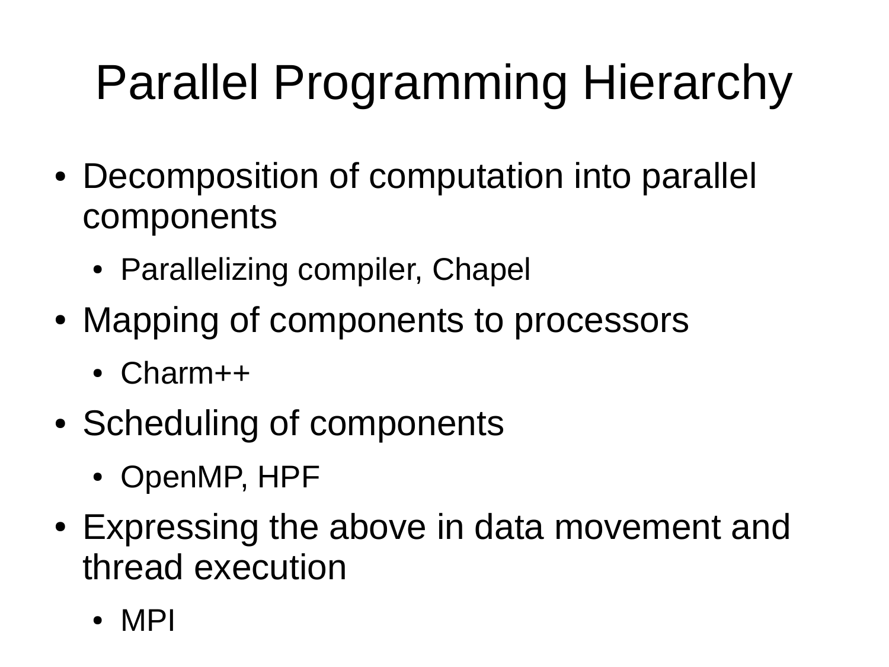# Parallel Programming Hierarchy

- Decomposition of computation into parallel components
  - Parallelizing compiler, Chapel
- Mapping of components to processors
  - Charm++
- Scheduling of components
  - OpenMP, HPF
- Expressing the above in data movement and thread execution
  - MPI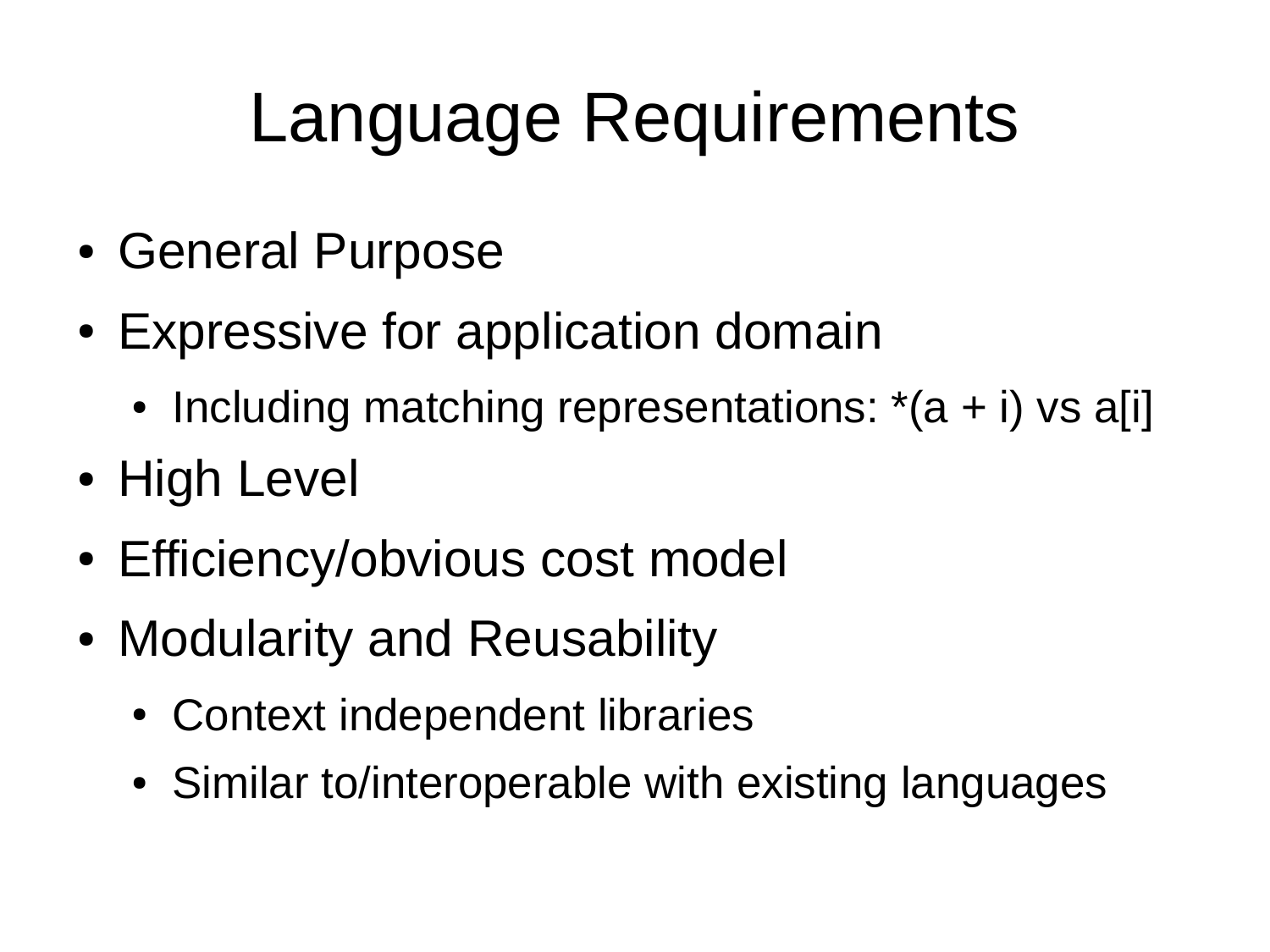# Language Requirements

- General Purpose
- Expressive for application domain
  - Including matching representations: *(a + i) vs a[i]
- High Level
- Efficiency/obvious cost model
- Modularity and Reusability
  - Context independent libraries
  - Similar to/interoperable with existing languages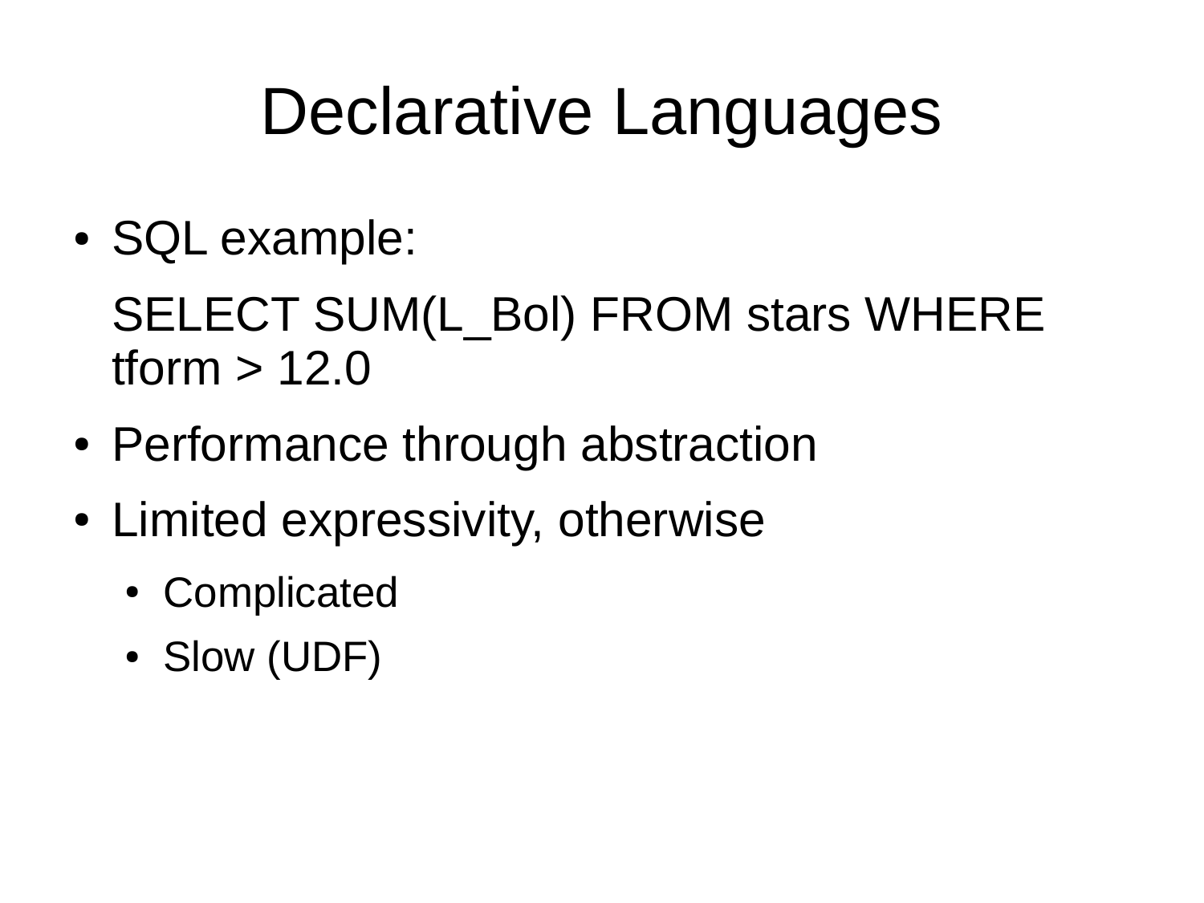# Declarative Languages

- SQL example:

  SELECT SUM(L_Bol) FROM stars WHERE tform > 12.0

- Performance through abstraction
- Limited expressivity, otherwise
  - Complicated
  - Slow (UDF)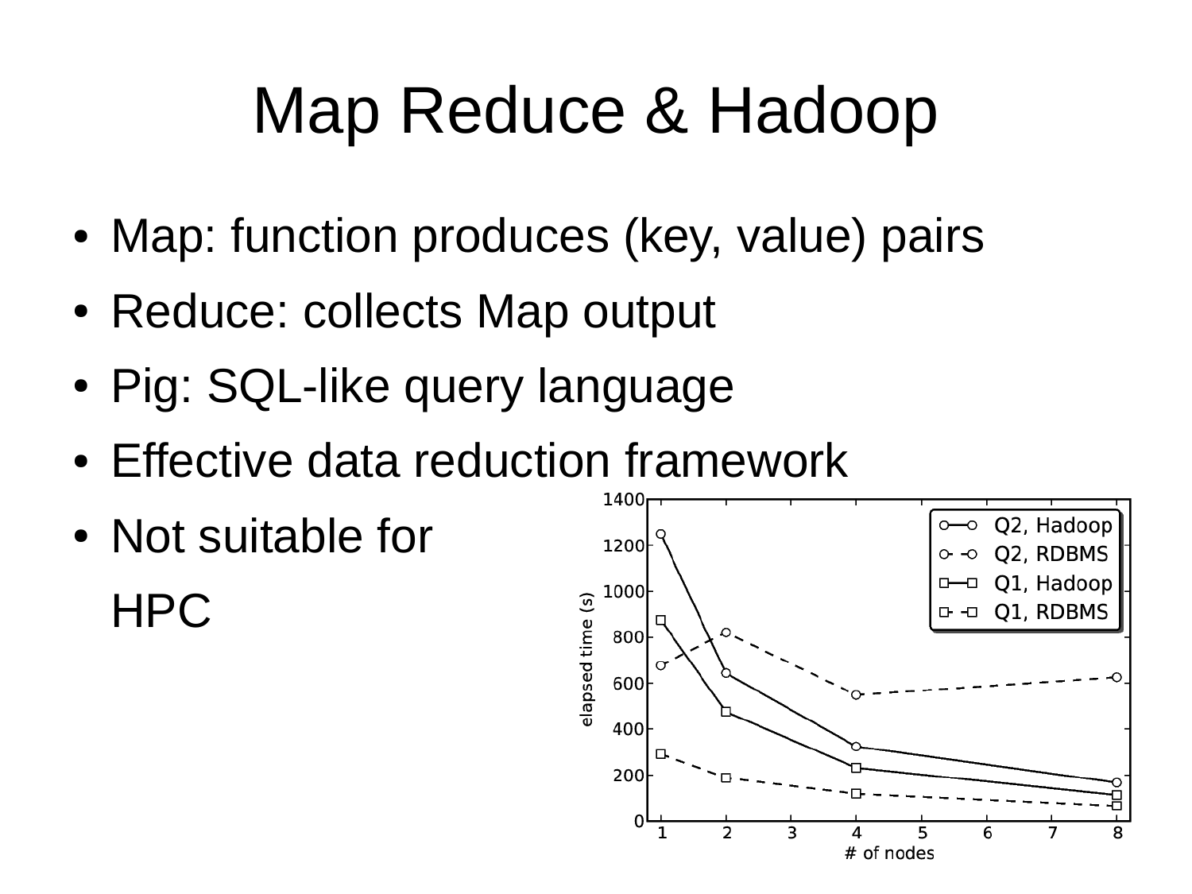# Map Reduce & Hadoop

- Map: function produces (key, value) pairs
- Reduce: collects Map output
- Pig: SQL-like query language
- Effective data reduction framework
- Not suitable for HPC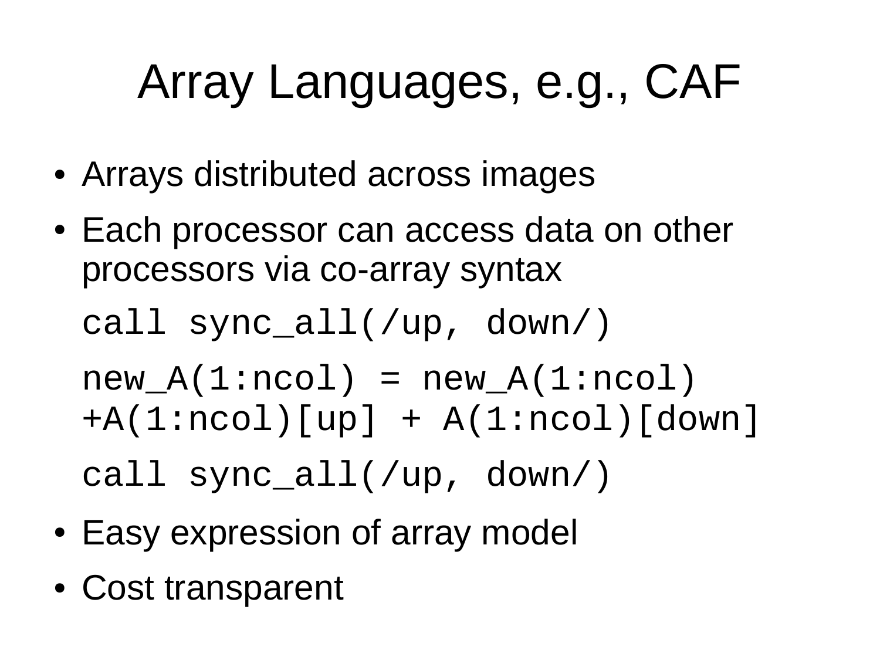# Array Languages, e.g., CAF

- Arrays distributed across images
- Each processor can access data on other processors via co-array syntax

```
call sync_all(/up, down/)
new_A(1:ncol) = new_A(1:ncol)
+A(1:ncol)[up] + A(1:ncol)[down]
call sync_all(/up, down/)
```

- Easy expression of array model
- Cost transparent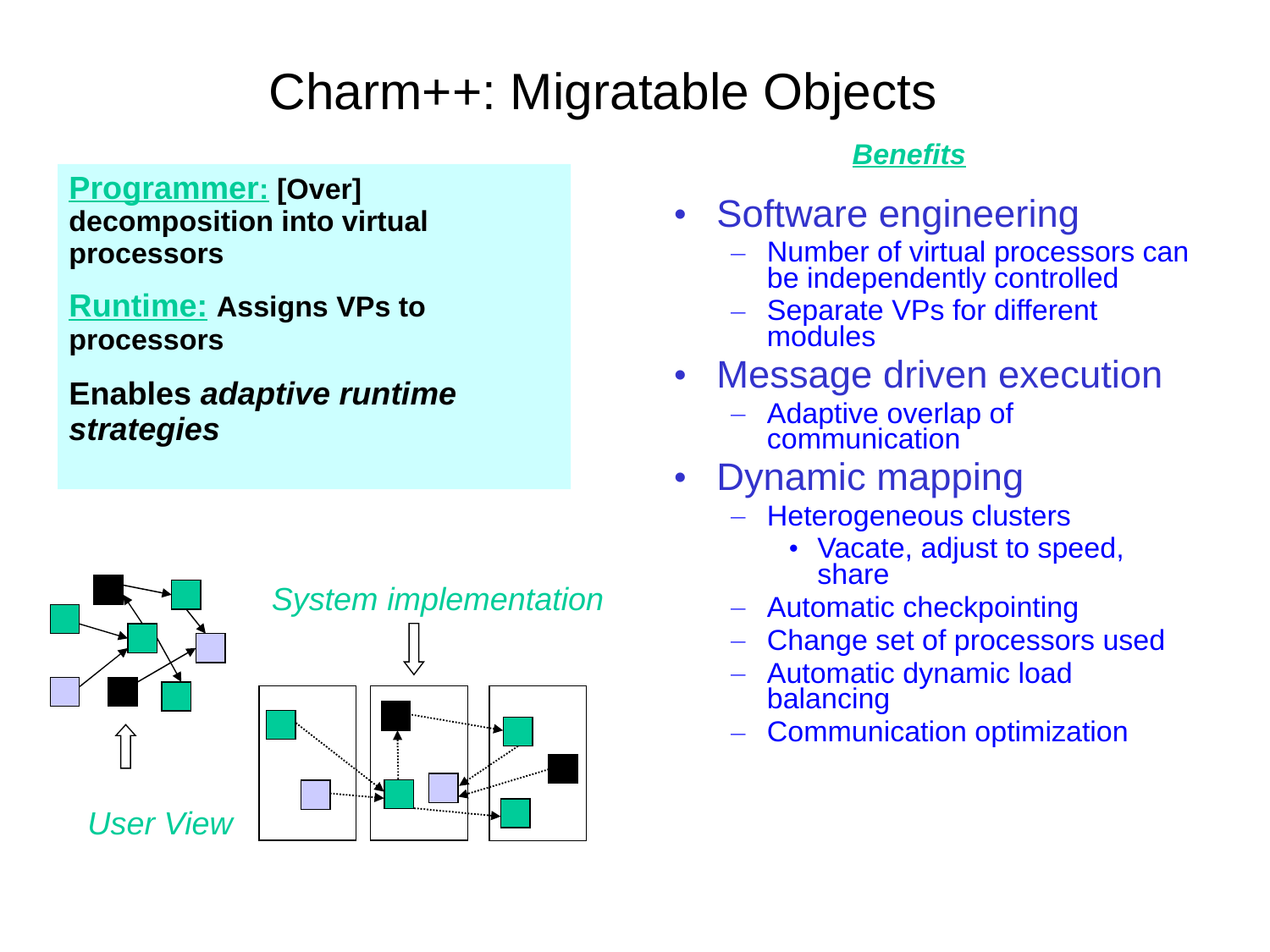# Charm++: Migratable Objects

**Programmer:** **[Over] decomposition into virtual processors**

**Runtime:** **Assigns VPs to processors**

**Enables *adaptive runtime strategies***

*System implementation*

*User View*

***Benefits***

- Software engineering
  - Number of virtual processors can be independently controlled
  - Separate VPs for different modules
- Message driven execution
  - Adaptive overlap of communication
- Dynamic mapping
  - Heterogeneous clusters
    - Vacate, adjust to speed, share
  - Automatic checkpointing
  - Change set of processors used
  - Automatic dynamic load balancing
  - Communication optimization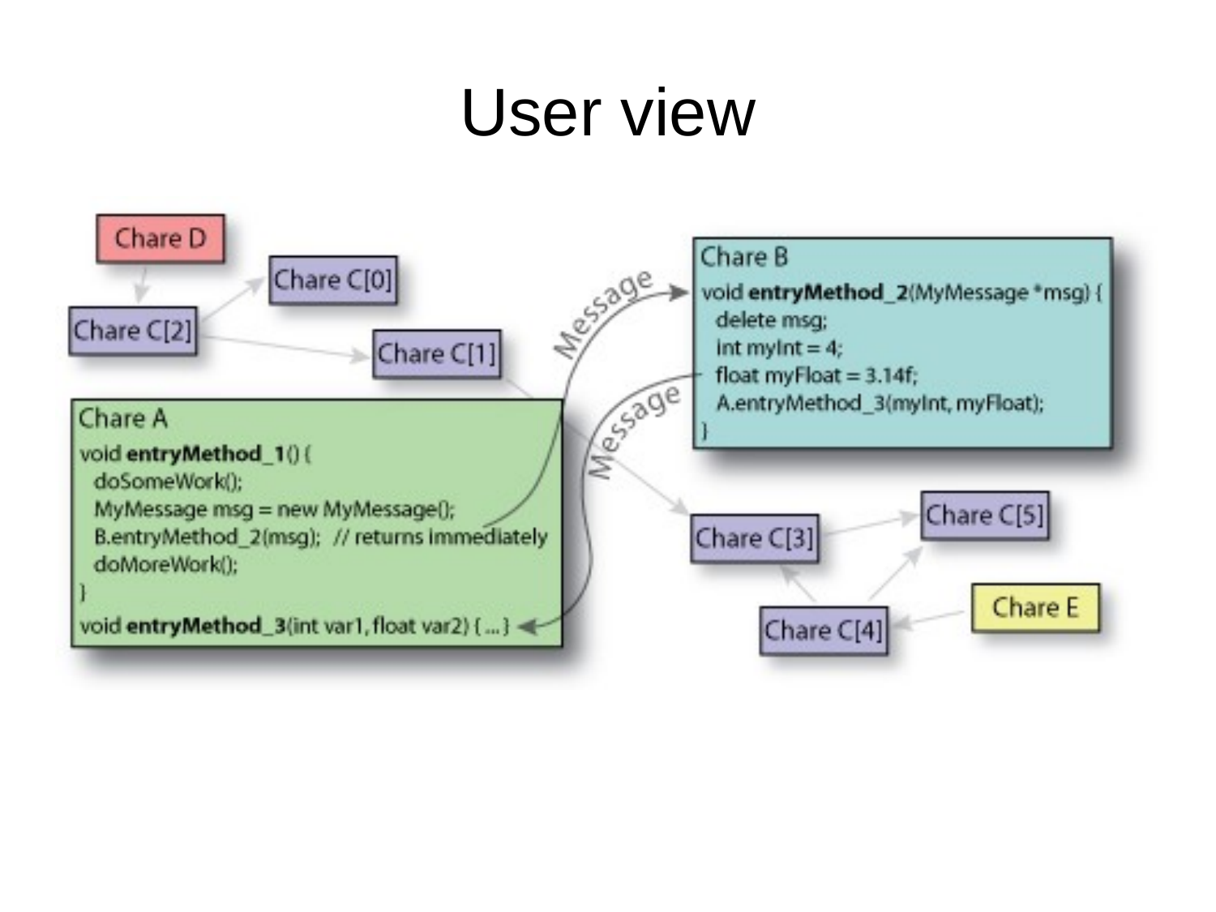# User view

Chare D

Chare C[0]

Chare C[2]

Chare C[1]

Chare A

```
void entryMethod_1() {
  doSomeWork();
  MyMessage msg = new MyMessage();
  B.entryMethod_2(msg);   // returns immediately
  doMoreWork();
}
void entryMethod_3(int var1, float var2) { ... }
```

Message

Message

Chare B

```
void entryMethod_2(MyMessage *msg) {
  delete msg;
  int myInt = 4;
  float myFloat = 3.14f;
  A.entryMethod_3(myInt, myFloat);
}
```

Chare C[3]

Chare C[5]

Chare C[4]

Chare E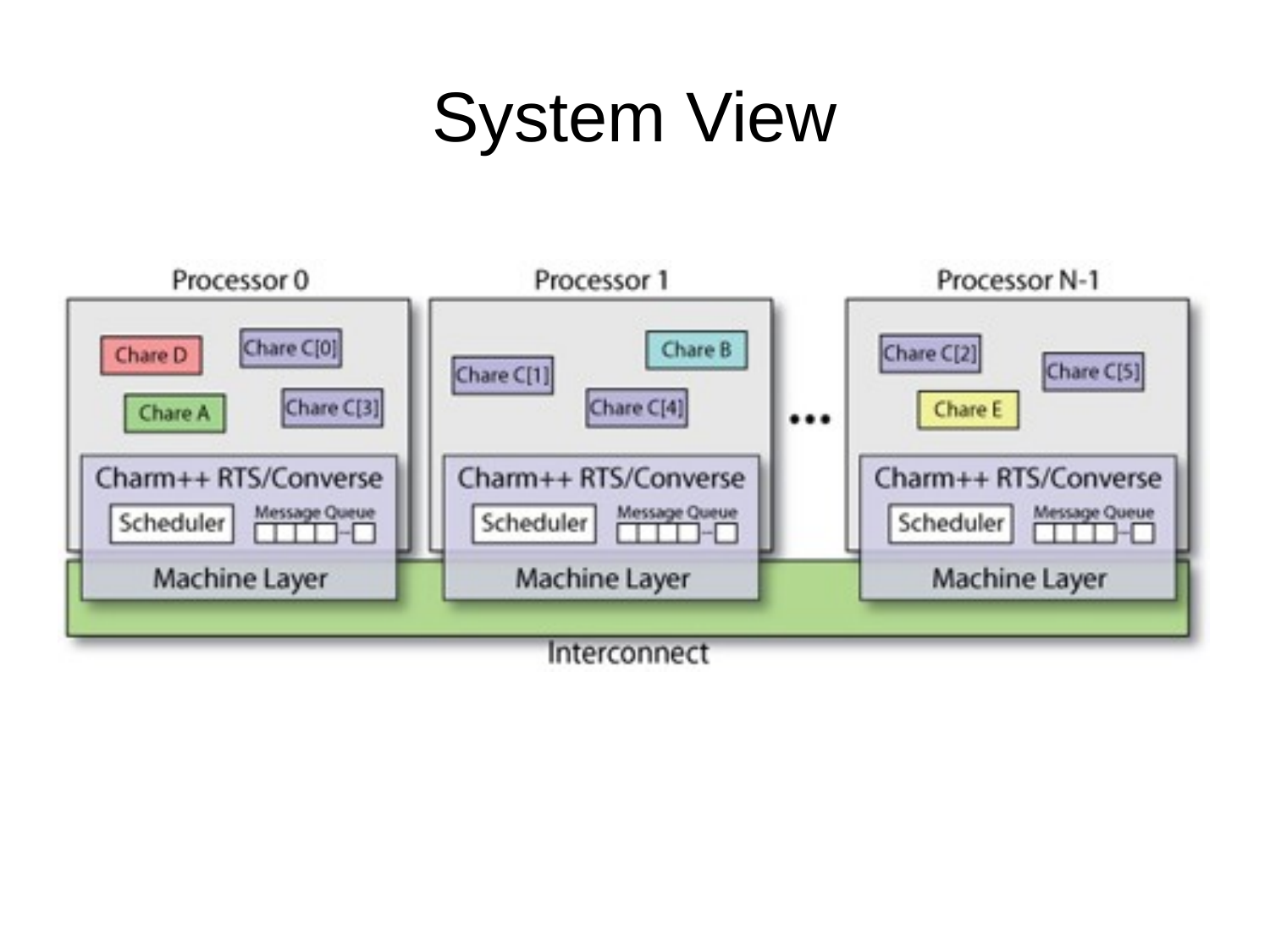# System View

Processor 0

Chare D

Chare C[0]

Chare A

Chare C[3]

Charm++ RTS/Converse

Scheduler

Message Queue

Machine Layer

Processor 1

Chare C[1]

Chare B

Chare C[4]

Charm++ RTS/Converse

Scheduler

Message Queue

Machine Layer

...

Processor N-1

Chare C[2]

Chare C[5]

Chare E

Charm++ RTS/Converse

Scheduler

Message Queue

Machine Layer

Interconnect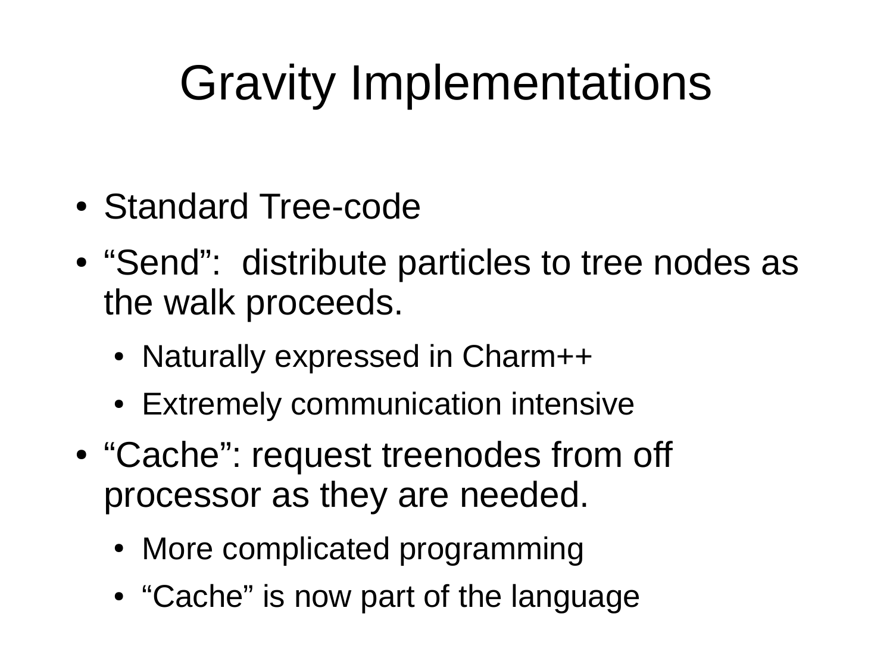# Gravity Implementations

- Standard Tree-code
- “Send”: distribute particles to tree nodes as the walk proceeds.
  - Naturally expressed in Charm++
  - Extremely communication intensive
- “Cache”: request treenodes from off processor as they are needed.
  - More complicated programming
  - “Cache” is now part of the language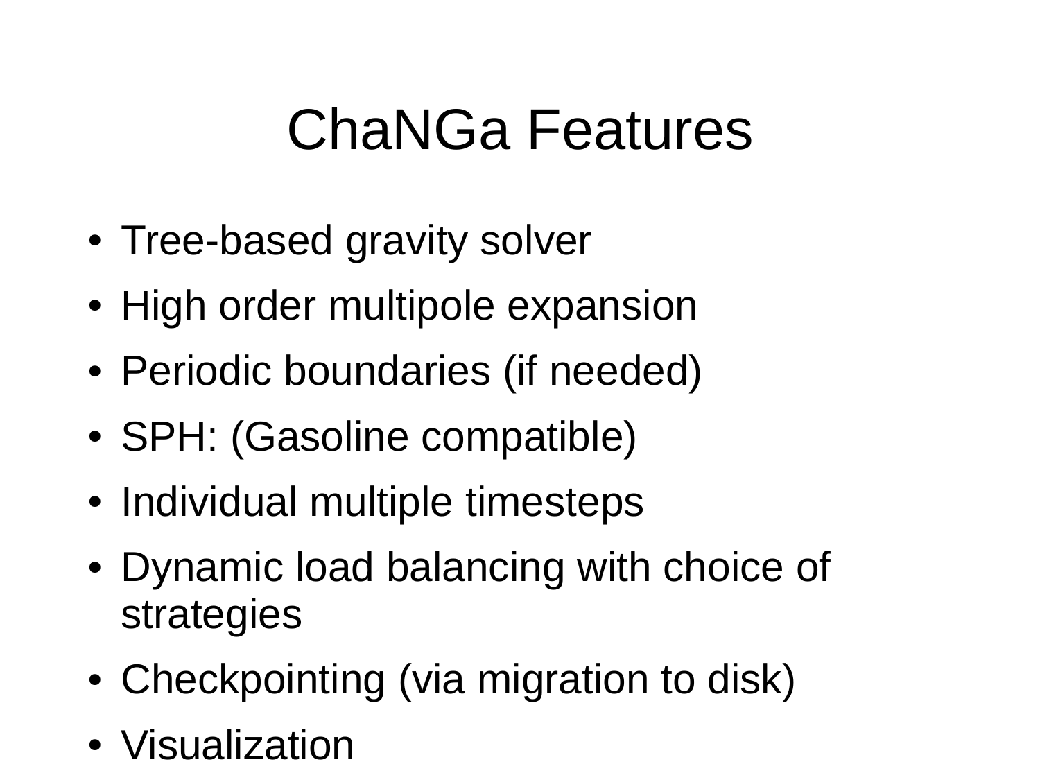# ChaNGa Features

- Tree-based gravity solver
- High order multipole expansion
- Periodic boundaries (if needed)
- SPH: (Gasoline compatible)
- Individual multiple timesteps
- Dynamic load balancing with choice of strategies
- Checkpointing (via migration to disk)
- Visualization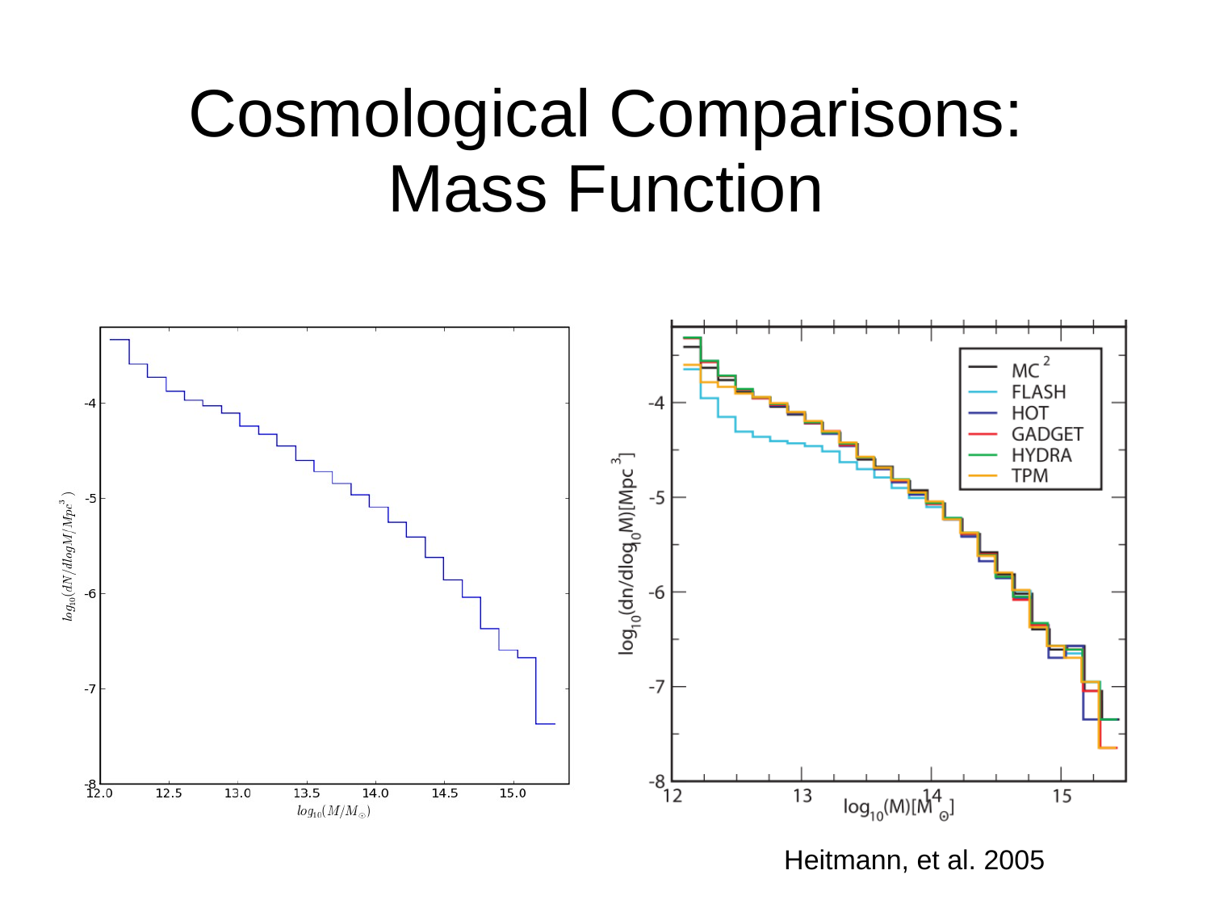# Cosmological Comparisons: Mass Function

Heitmann, et al. 2005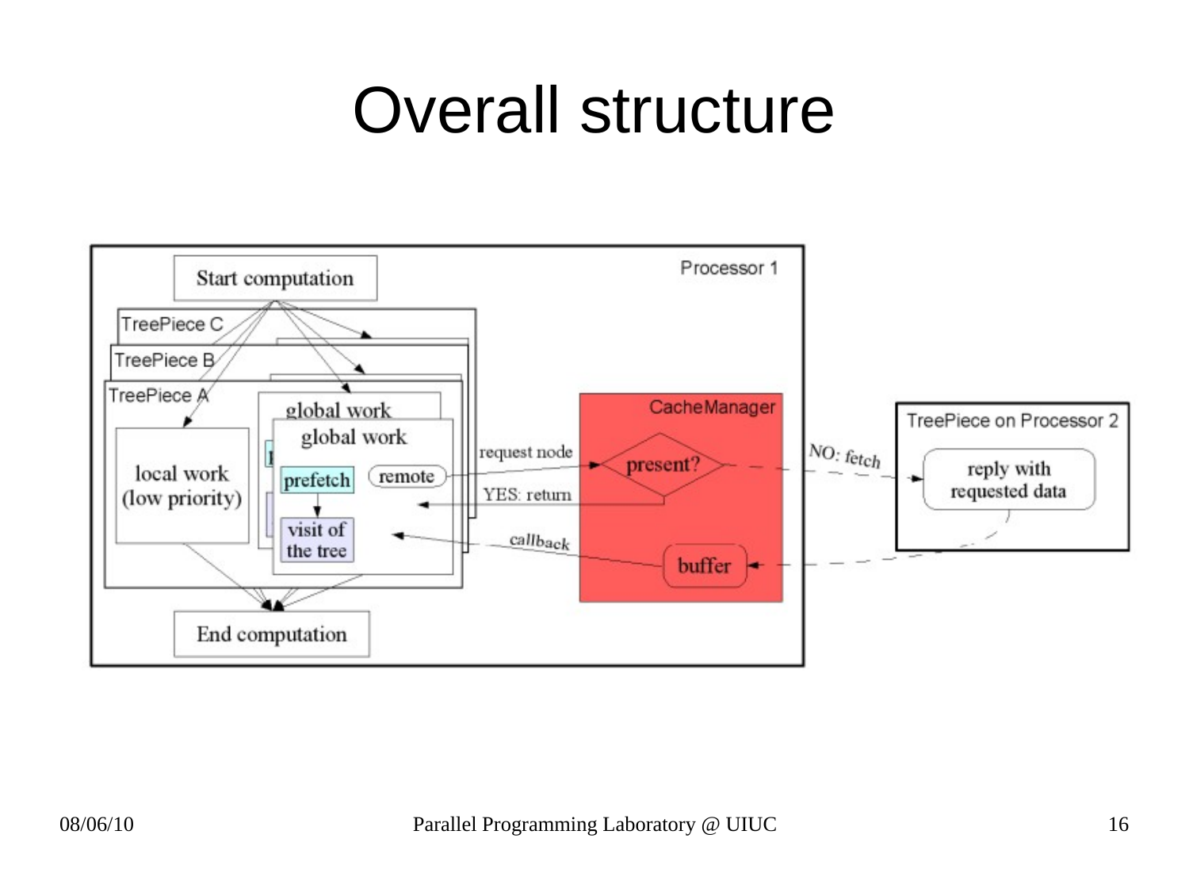# Overall structure

Processor 1

Start computation

TreePiece C

TreePiece B

TreePiece A

local work (low priority)

global work

global work

prefetch

remote

visit of the tree

request node

YES: return

callback

CacheManager

present?

buffer

NO: fetch

TreePiece on Processor 2

reply with requested data

End computation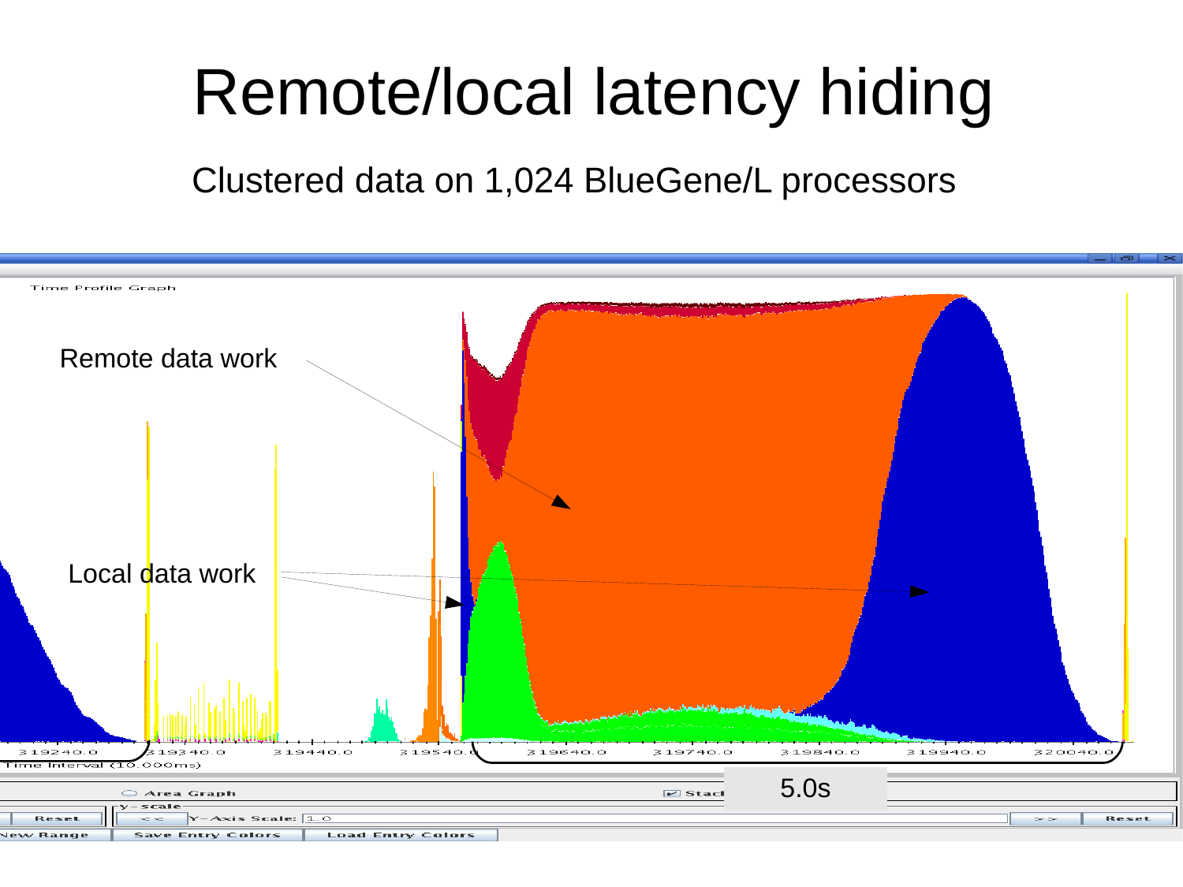# Remote/local latency hiding

Clustered data on 1,024 BlueGene/L processors

Remote data work

Local data work

5.0s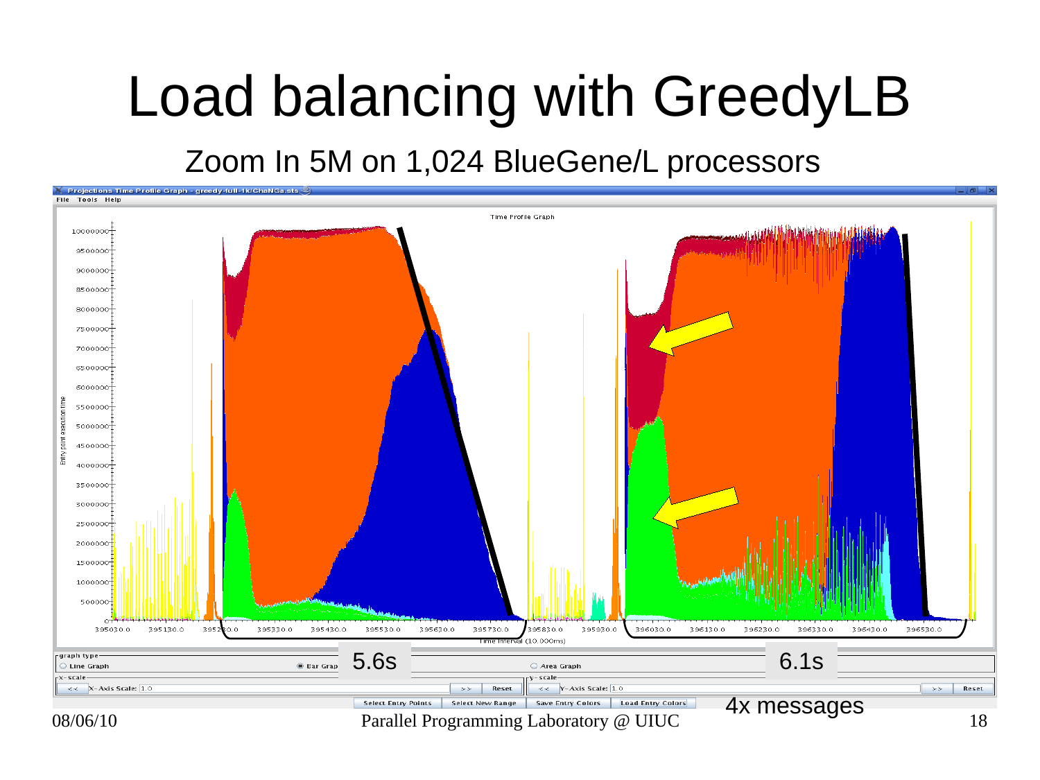# Load balancing with GreedyLB

Zoom In 5M on 1,024 BlueGene/L processors

5.6s

6.1s

4x messages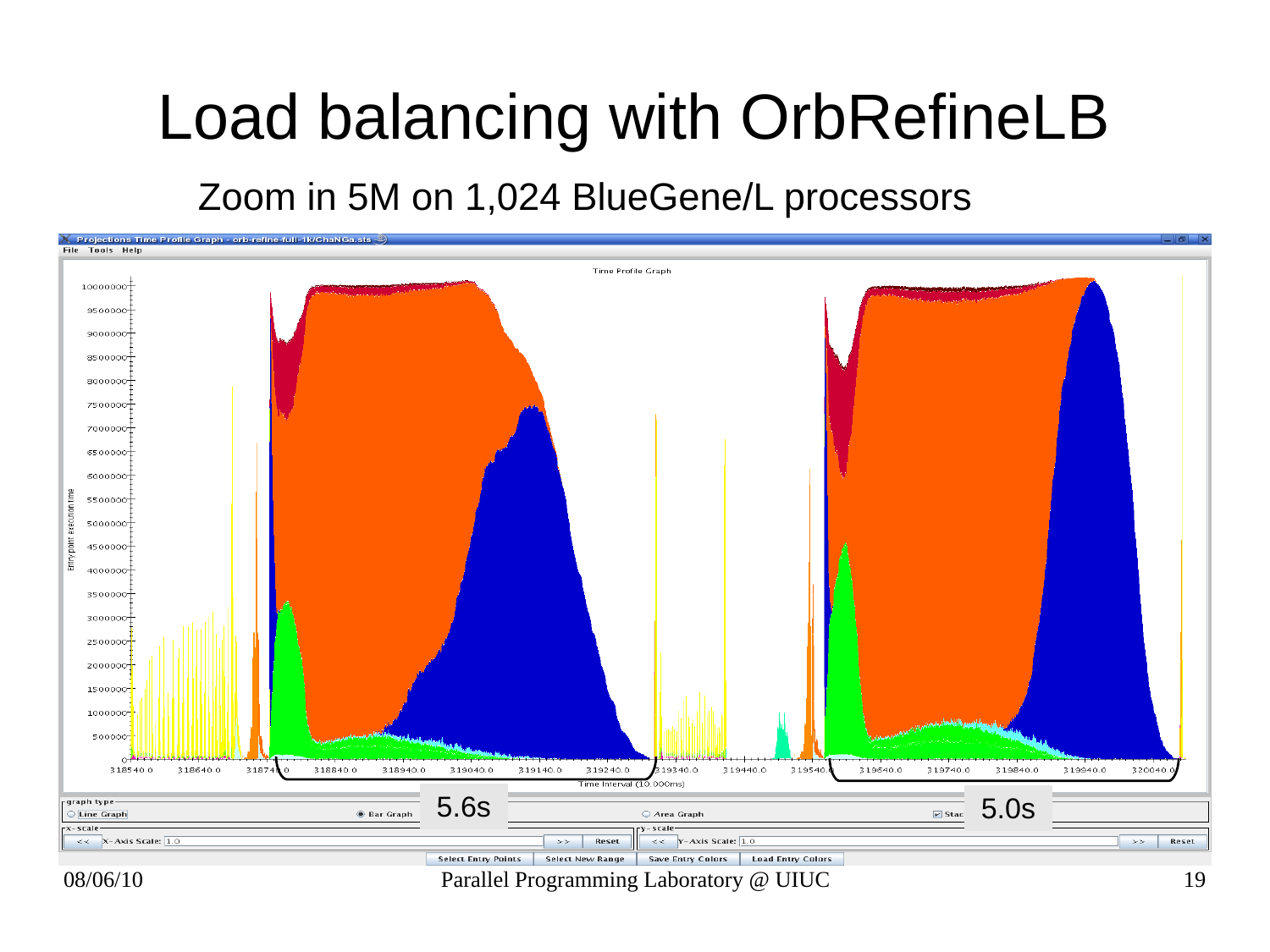# Load balancing with OrbRefineLB

Zoom in 5M on 1,024 BlueGene/L processors

5.6s

5.0s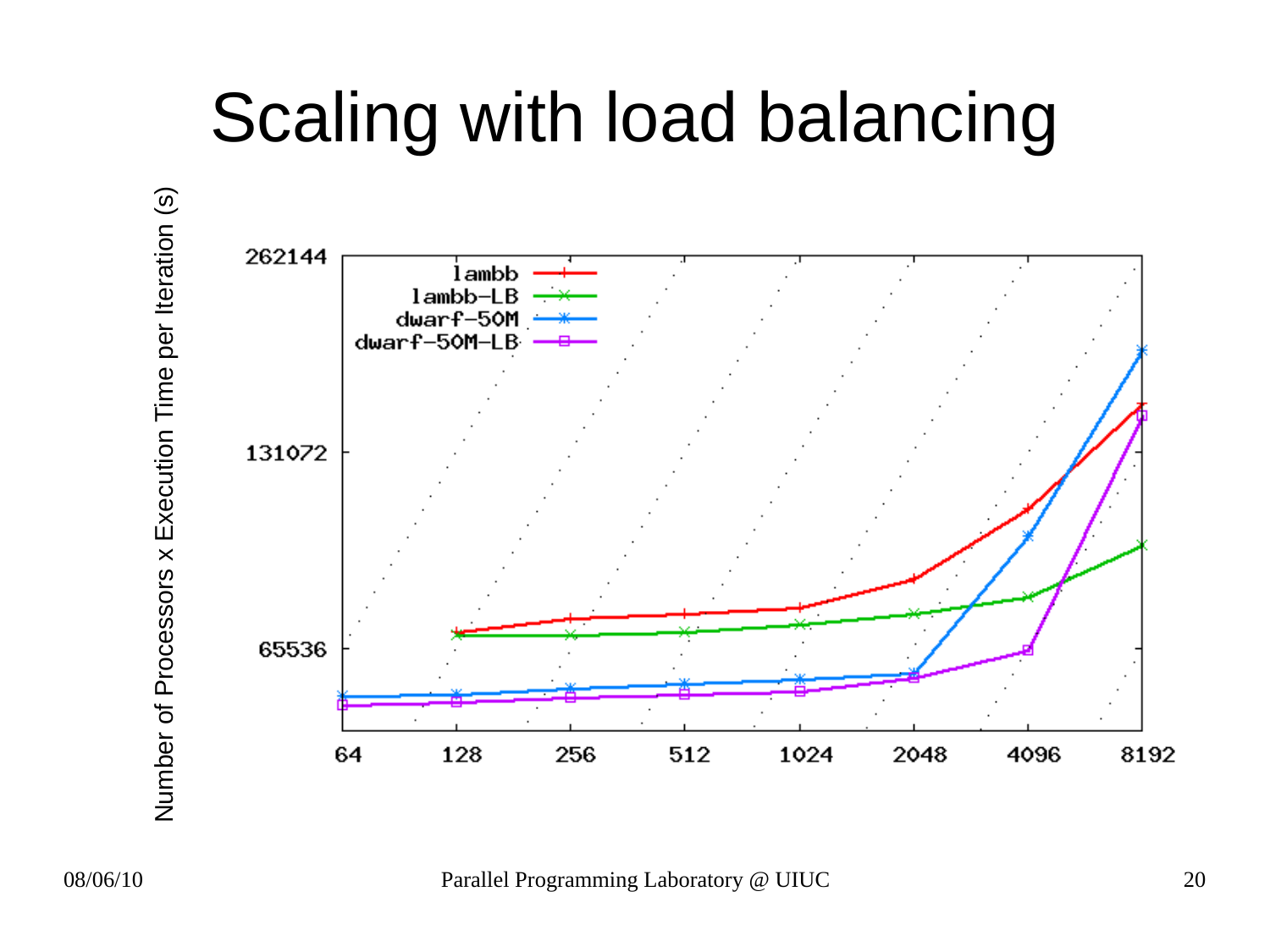# Scaling with load balancing

Number of Processors x Execution Time per Iteration (s)

262144

131072

65536

64 128 256 512 1024 2048 4096 8192

lambb

lambb-LB

dwarf-50M

dwarf-50M-LB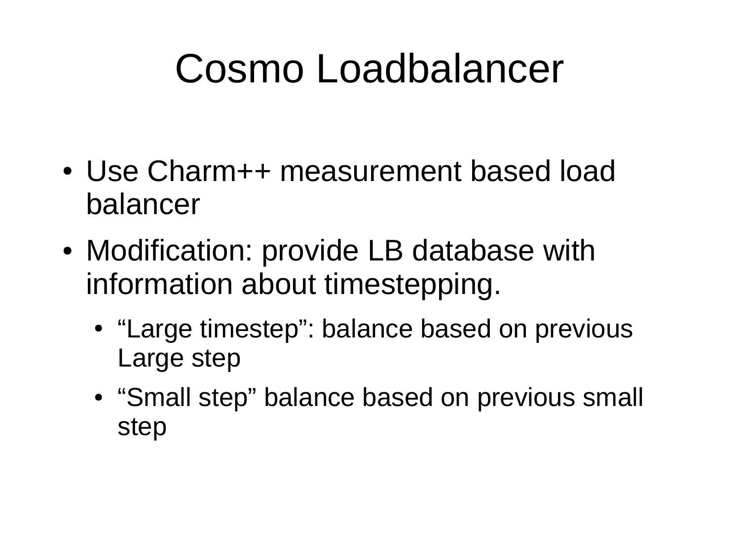# Cosmo Loadbalancer

- Use Charm++ measurement based load balancer
- Modification: provide LB database with information about timestepping.
  - “Large timestep”: balance based on previous Large step
  - “Small step” balance based on previous small step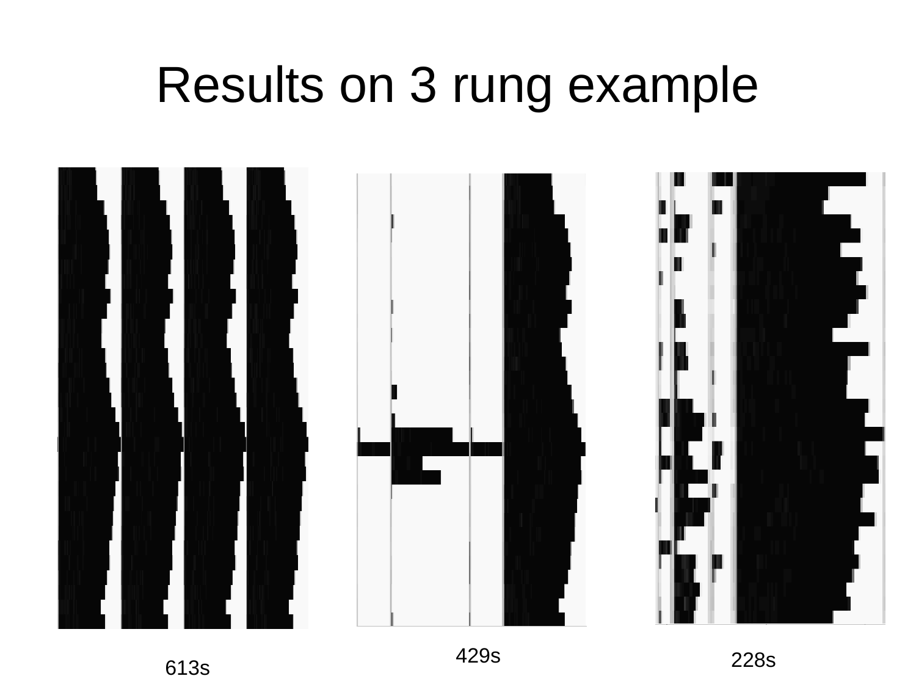# Results on 3 rung example

613s

429s

228s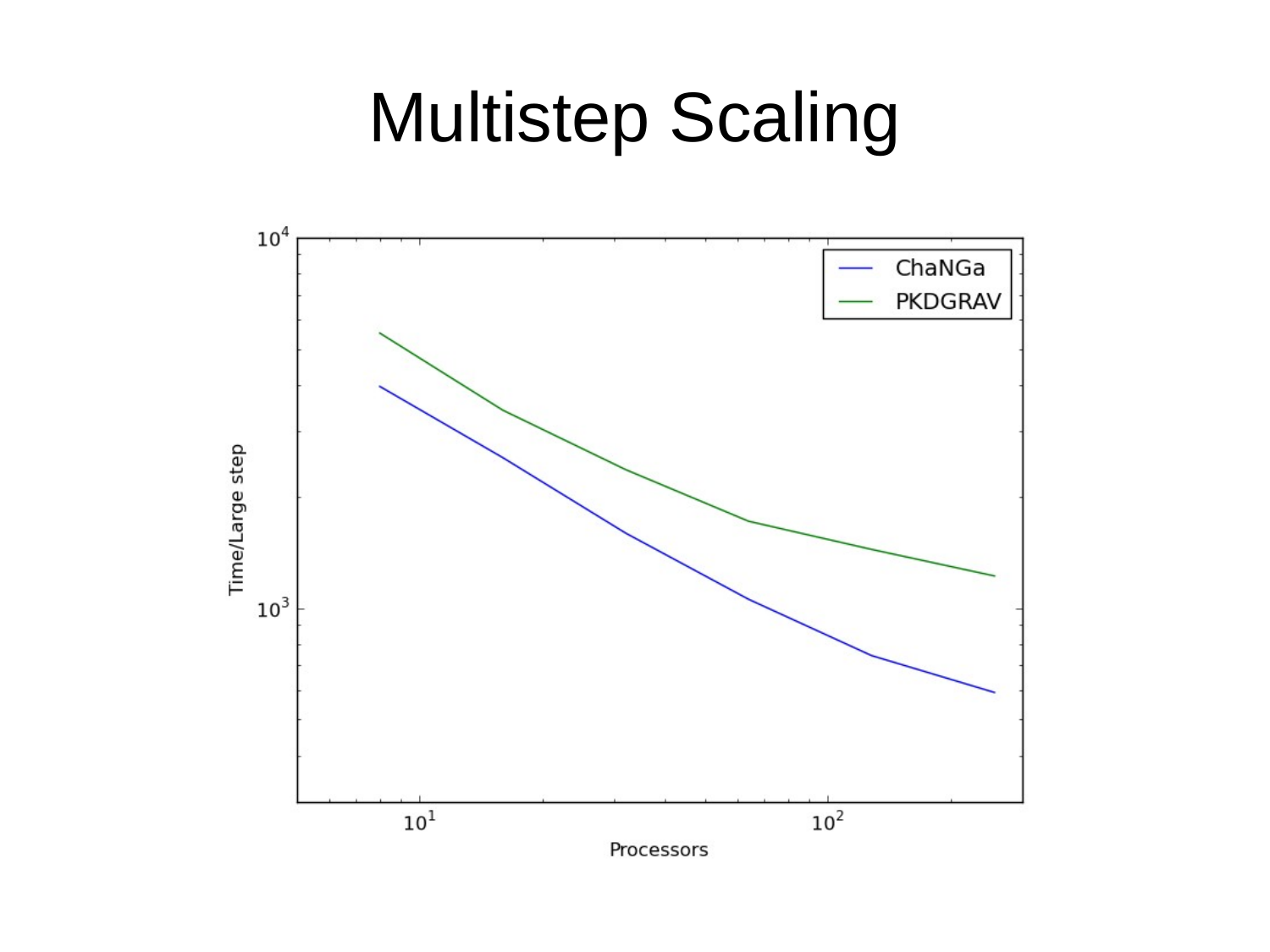# Multistep Scaling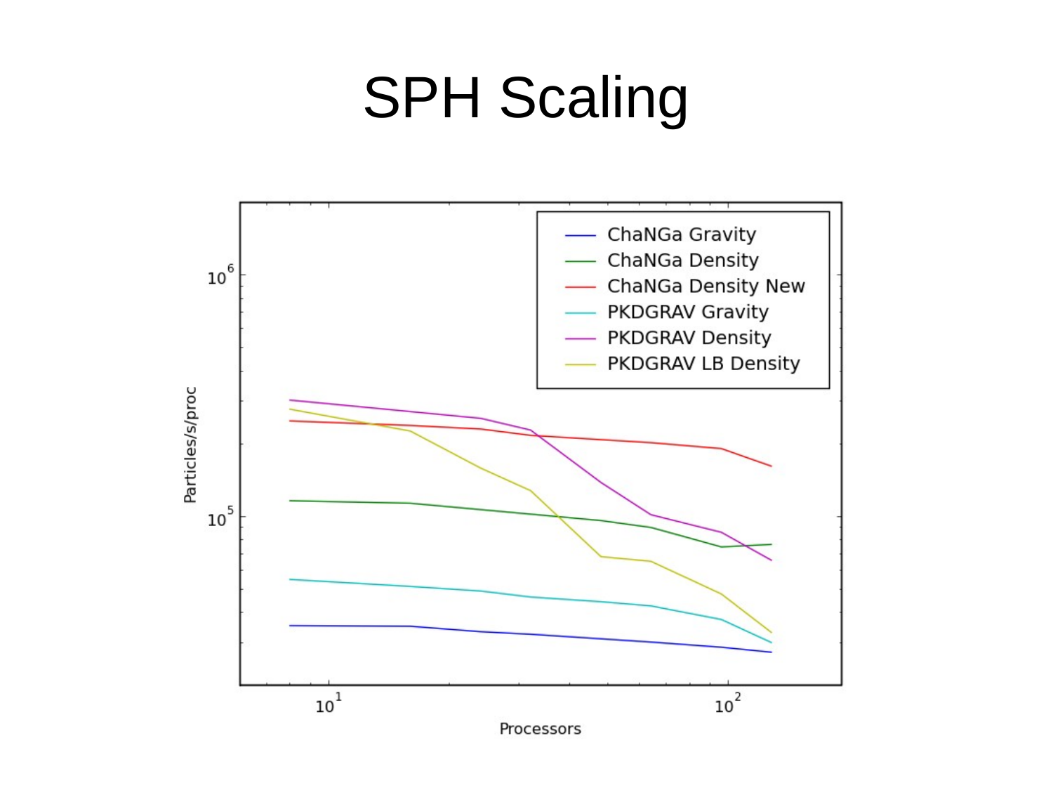# SPH Scaling

Particles/s/proc

$10^6$

$10^5$

$10^1$

$10^2$

Processors

- ChaNGa Gravity
- ChaNGa Density
- ChaNGa Density New
- PKDGRAV Gravity
- PKDGRAV Density
- PKDGRAV LB Density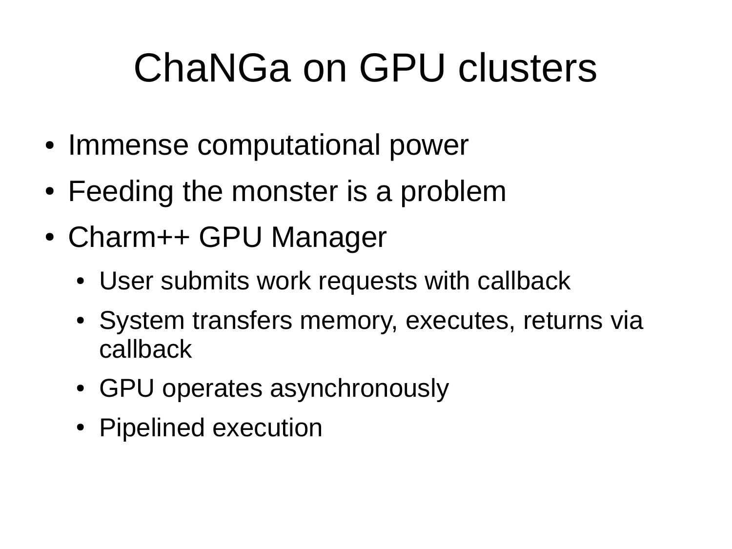# ChaNGa on GPU clusters

- Immense computational power
- Feeding the monster is a problem
- Charm++ GPU Manager
  - User submits work requests with callback
  - System transfers memory, executes, returns via callback
  - GPU operates asynchronously
  - Pipelined execution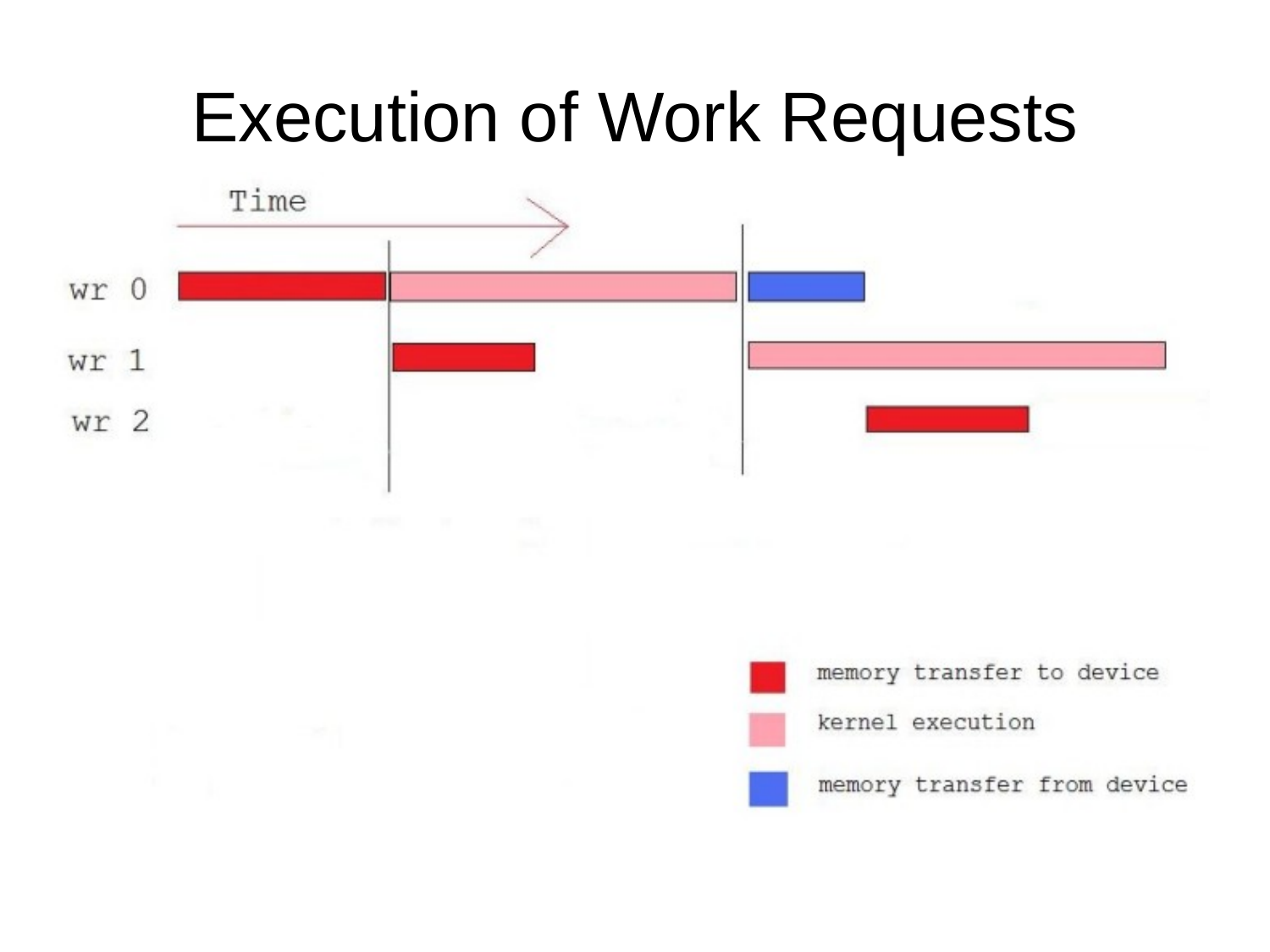# Execution of Work Requests

Time

wr 0

wr 1

wr 2

memory transfer to device

kernel execution

memory transfer from device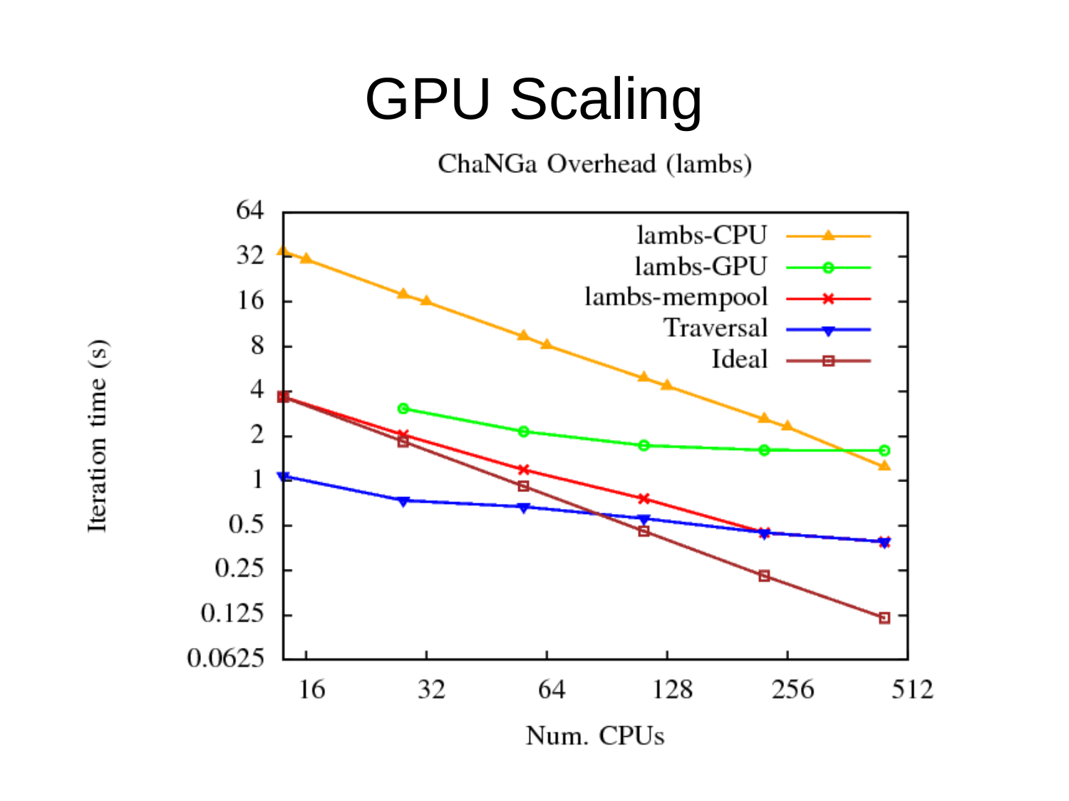# GPU Scaling

ChaNGa Overhead (lambs)

Iteration time (s)

Num. CPUs

lambs-CPU
lambs-GPU
lambs-mempool
Traversal
Ideal

64, 32, 16, 8, 4, 2, 1, 0.5, 0.25, 0.125, 0.0625

16, 32, 64, 128, 256, 512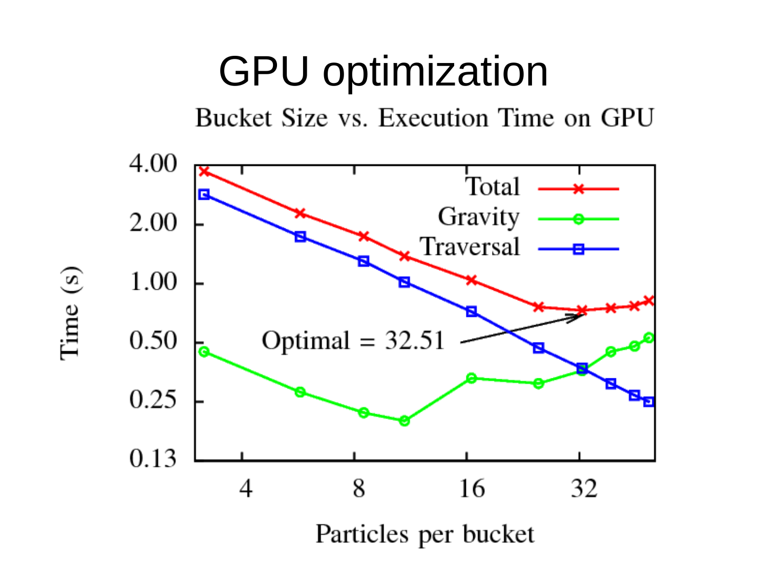# GPU optimization

Bucket Size vs. Execution Time on GPU

Time (s)

4.00

2.00

1.00

0.50

0.25

0.13

4 8 16 32

Particles per bucket

Total

Gravity

Traversal

Optimal = 32.51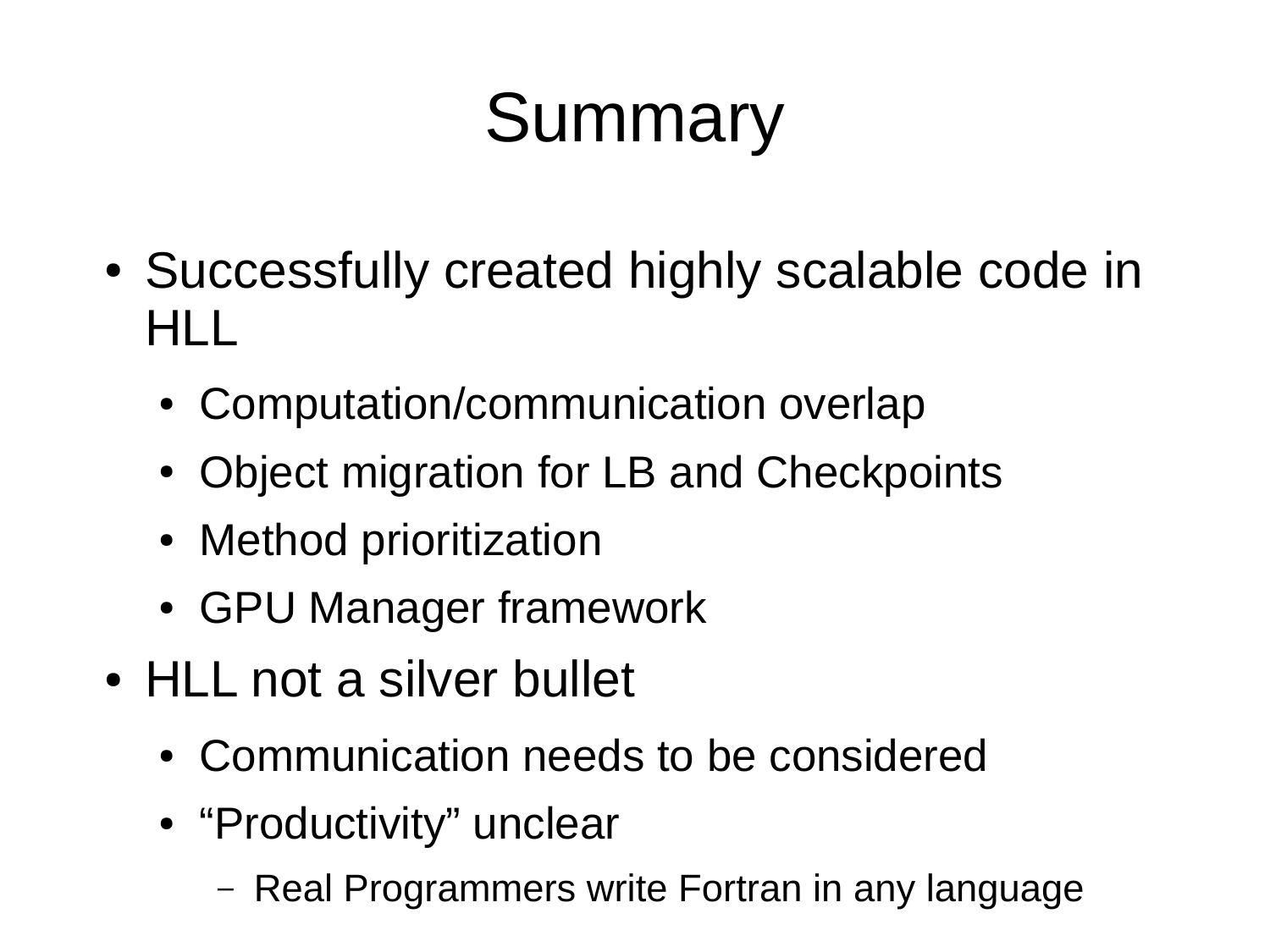# Summary

- Successfully created highly scalable code in HLL
  - Computation/communication overlap
  - Object migration for LB and Checkpoints
  - Method prioritization
  - GPU Manager framework
- HLL not a silver bullet
  - Communication needs to be considered
  - “Productivity” unclear
    - Real Programmers write Fortran in any language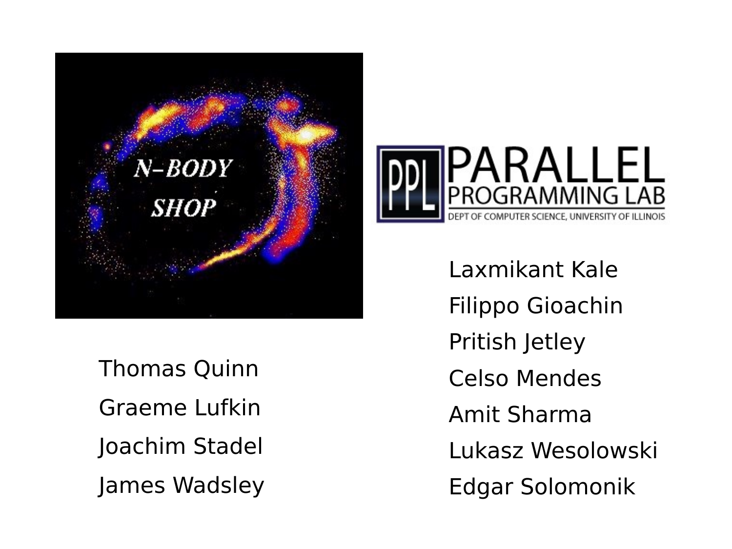Thomas Quinn

Graeme Lufkin

Joachim Stadel

James Wadsley

Laxmikant Kale

Filippo Gioachin

Pritish Jetley

Celso Mendes

Amit Sharma

Lukasz Wesolowski

Edgar Solomonik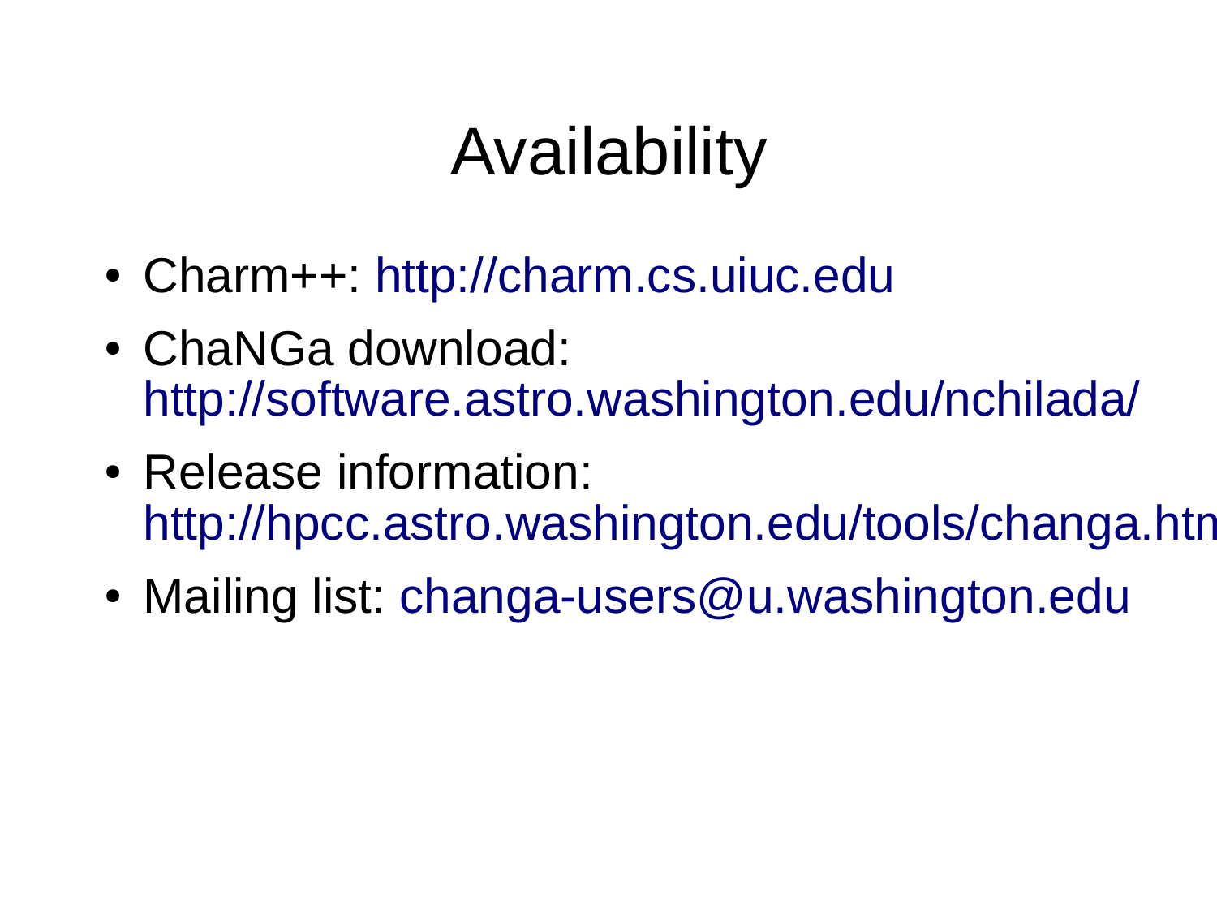# Availability

- Charm++: http://charm.cs.uiuc.edu
- ChaNGa download: http://software.astro.washington.edu/nchilada/
- Release information: http://hpcc.astro.washington.edu/tools/changa.htm
- Mailing list: changa-users@u.washington.edu